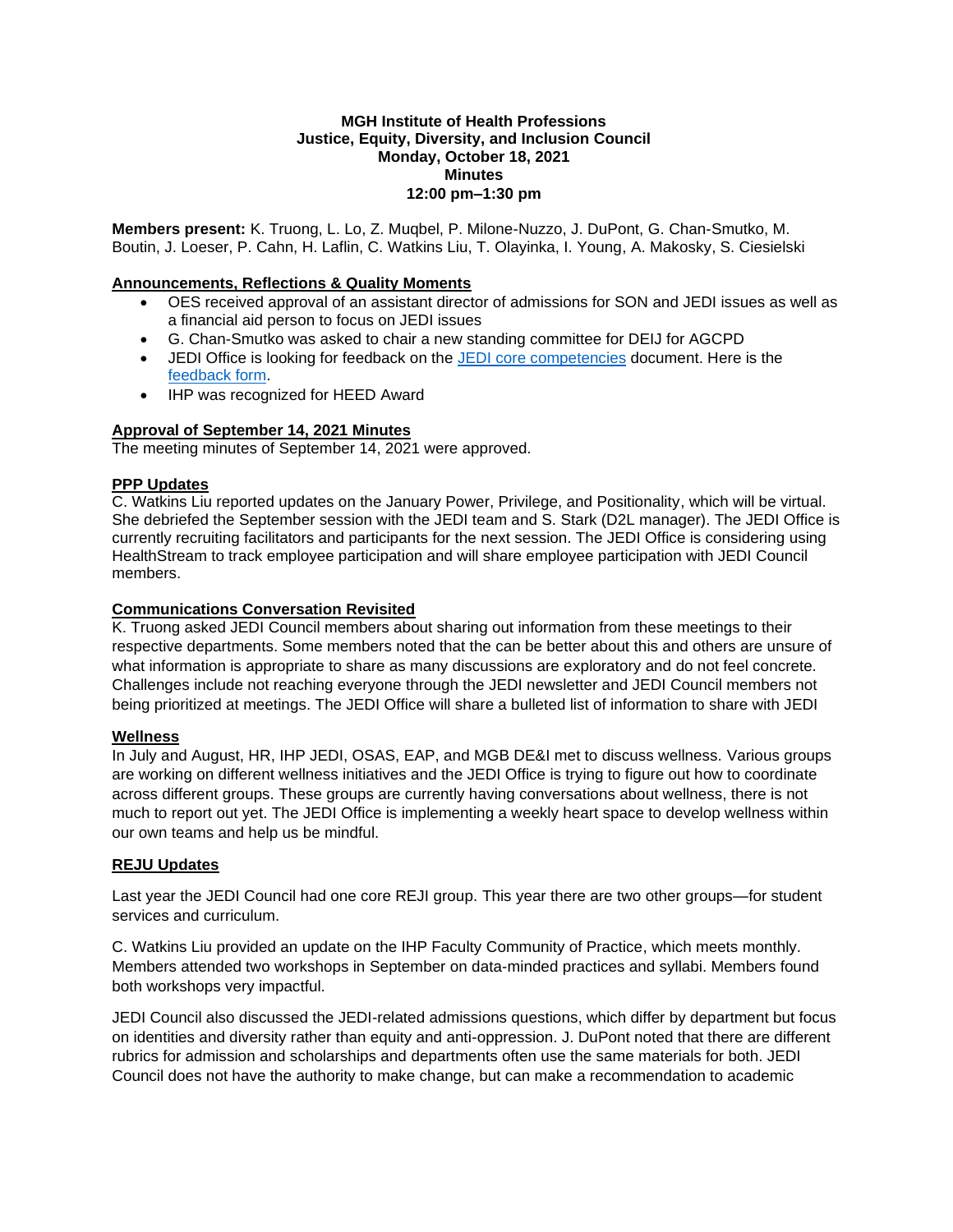**MGH Institute of Health Professions**
**Justice, Equity, Diversity, and Inclusion Council**
**Monday, October 18, 2021**
**Minutes**
**12:00 pm–1:30 pm**

**Members present:** K. Truong, L. Lo, Z. Muqbel, P. Milone-Nuzzo, J. DuPont, G. Chan-Smutko, M. Boutin, J. Loeser, P. Cahn, H. Laflin, C. Watkins Liu, T. Olayinka, I. Young, A. Makosky, S. Ciesielski

## Announcements, Reflections & Quality Moments

- OES received approval of an assistant director of admissions for SON and JEDI issues as well as a financial aid person to focus on JEDI issues
- G. Chan-Smutko was asked to chair a new standing committee for DEIJ for AGCPD
- JEDI Office is looking for feedback on the JEDI core competencies document. Here is the feedback form.
- IHP was recognized for HEED Award

## Approval of September 14, 2021 Minutes

The meeting minutes of September 14, 2021 were approved.

## PPP Updates

C. Watkins Liu reported updates on the January Power, Privilege, and Positionality, which will be virtual. She debriefed the September session with the JEDI team and S. Stark (D2L manager). The JEDI Office is currently recruiting facilitators and participants for the next session. The JEDI Office is considering using HealthStream to track employee participation and will share employee participation with JEDI Council members.

## Communications Conversation Revisited

K. Truong asked JEDI Council members about sharing out information from these meetings to their respective departments. Some members noted that the can be better about this and others are unsure of what information is appropriate to share as many discussions are exploratory and do not feel concrete. Challenges include not reaching everyone through the JEDI newsletter and JEDI Council members not being prioritized at meetings. The JEDI Office will share a bulleted list of information to share with JEDI

## Wellness

In July and August, HR, IHP JEDI, OSAS, EAP, and MGB DE&I met to discuss wellness. Various groups are working on different wellness initiatives and the JEDI Office is trying to figure out how to coordinate across different groups. These groups are currently having conversations about wellness, there is not much to report out yet. The JEDI Office is implementing a weekly heart space to develop wellness within our own teams and help us be mindful.

## REJU Updates

Last year the JEDI Council had one core REJI group. This year there are two other groups—for student services and curriculum.

C. Watkins Liu provided an update on the IHP Faculty Community of Practice, which meets monthly. Members attended two workshops in September on data-minded practices and syllabi. Members found both workshops very impactful.

JEDI Council also discussed the JEDI-related admissions questions, which differ by department but focus on identities and diversity rather than equity and anti-oppression. J. DuPont noted that there are different rubrics for admission and scholarships and departments often use the same materials for both. JEDI Council does not have the authority to make change, but can make a recommendation to academic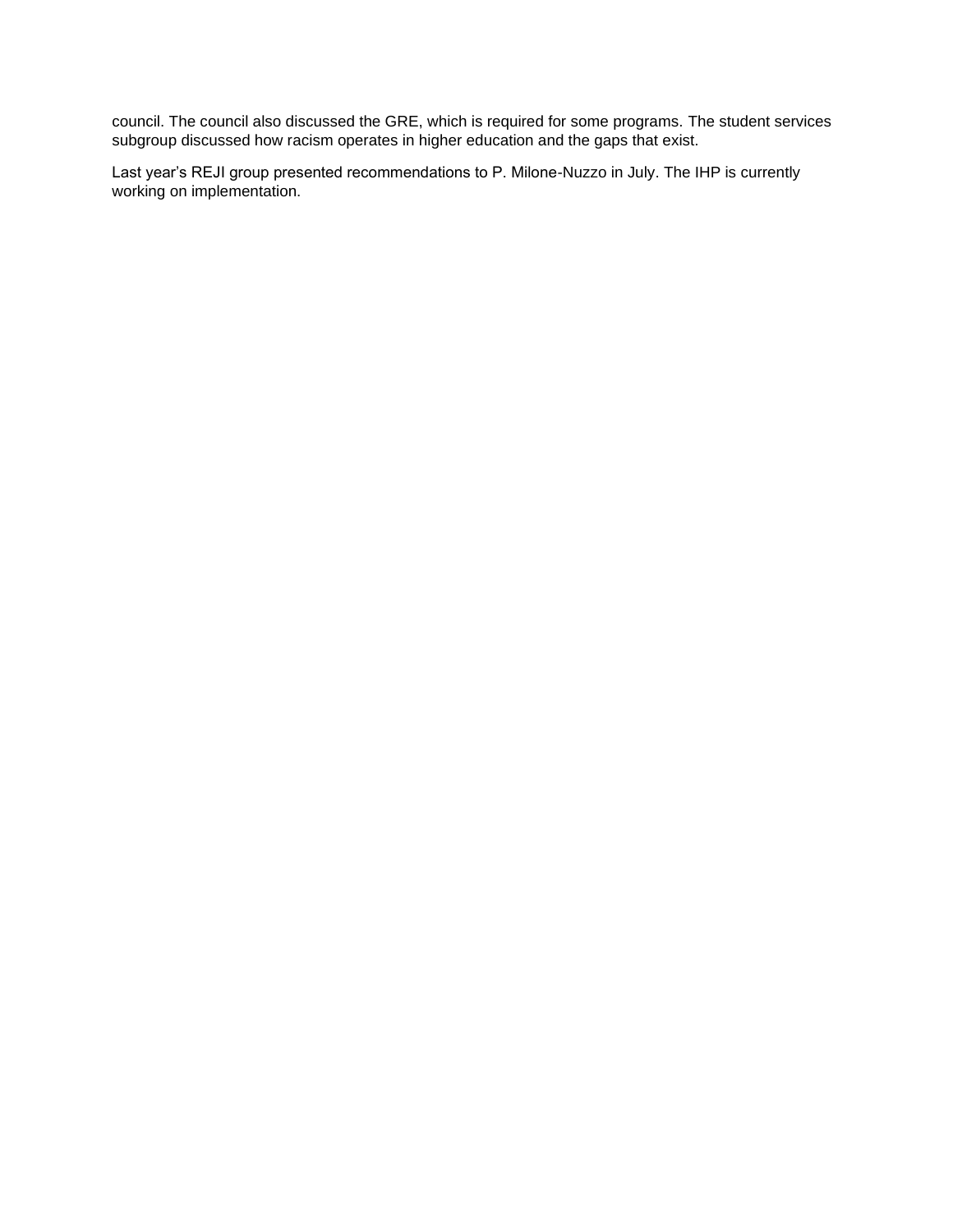council. The council also discussed the GRE, which is required for some programs. The student services subgroup discussed how racism operates in higher education and the gaps that exist.

Last year's REJI group presented recommendations to P. Milone-Nuzzo in July. The IHP is currently working on implementation.